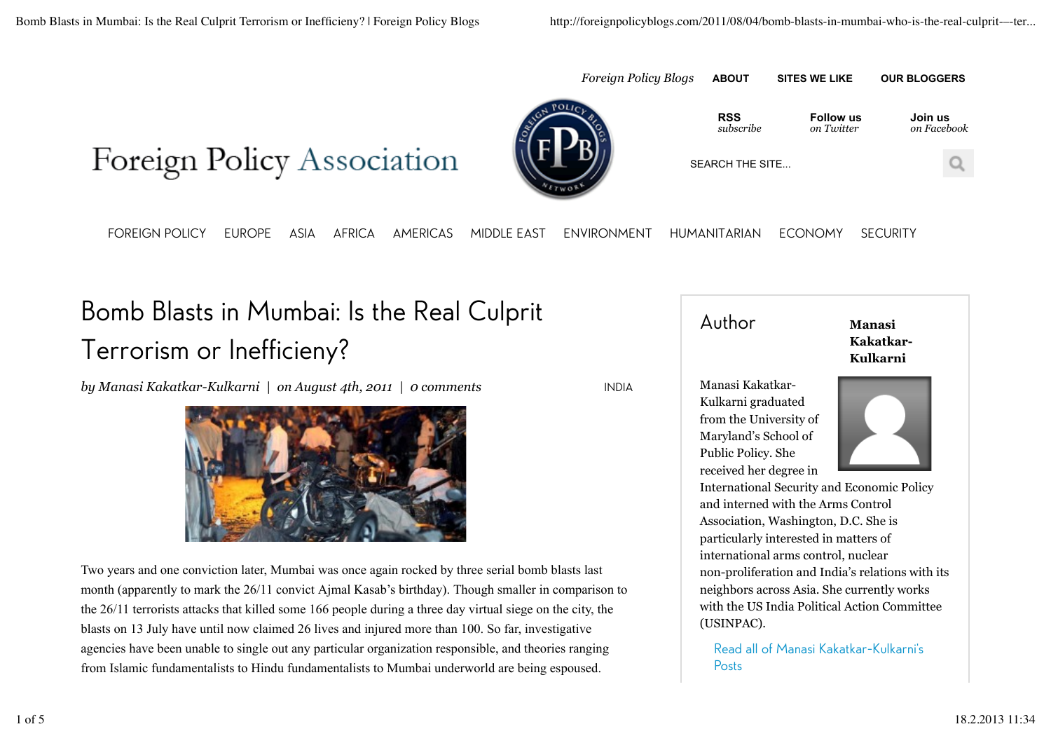Foreign Policy Blogs | ABOUT | SITES WE LIKE | OUR BLOGGERS

RSS *subscribe* | Follow us *on Twitter* | Join us *on Facebook*

Foreign Policy Association

SEARCH THE SITE...

FOREIGN POLICY | EUROPE | ASIA | AFRICA | AMERICAS | MIDDLE EAST | ENVIRONMENT | HUMANITARIAN | ECONOMY | SECURITY

# Bomb Blasts in Mumbai: Is the Real Culprit Terrorism or Inefficieny?

*by Manasi Kakatkar-Kulkarni | on August 4th, 2011 | 0 comments*

INDIA

Two years and one conviction later, Mumbai was once again rocked by three serial bomb blasts last month (apparently to mark the 26/11 convict Ajmal Kasab's birthday). Though smaller in comparison to the 26/11 terrorists attacks that killed some 166 people during a three day virtual siege on the city, the blasts on 13 July have until now claimed 26 lives and injured more than 100. So far, investigative agencies have been unable to single out any particular organization responsible, and theories ranging from Islamic fundamentalists to Hindu fundamentalists to Mumbai underworld are being espoused.

## Author

**Manasi Kakatkar-Kulkarni**

Manasi Kakatkar-Kulkarni graduated from the University of Maryland's School of Public Policy. She received her degree in International Security and Economic Policy and interned with the Arms Control Association, Washington, D.C. She is particularly interested in matters of international arms control, nuclear non-proliferation and India's relations with its neighbors across Asia. She currently works with the US India Political Action Committee (USINPAC).

Read all of Manasi Kakatkar-Kulkarni's Posts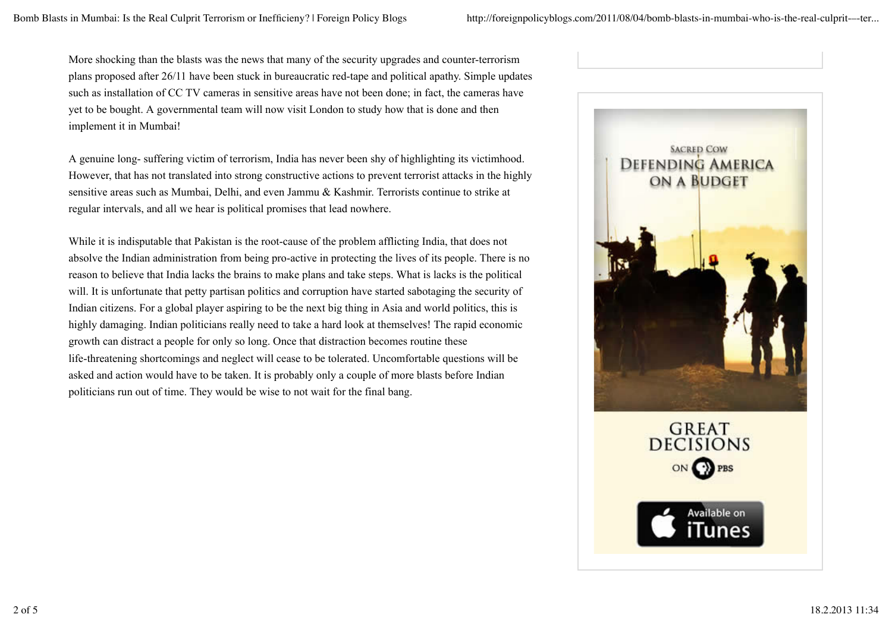More shocking than the blasts was the news that many of the security upgrades and counter-terrorism plans proposed after 26/11 have been stuck in bureaucratic red-tape and political apathy. Simple updates such as installation of CC TV cameras in sensitive areas have not been done; in fact, the cameras have yet to be bought. A governmental team will now visit London to study how that is done and then implement it in Mumbai!

A genuine long- suffering victim of terrorism, India has never been shy of highlighting its victimhood. However, that has not translated into strong constructive actions to prevent terrorist attacks in the highly sensitive areas such as Mumbai, Delhi, and even Jammu & Kashmir. Terrorists continue to strike at regular intervals, and all we hear is political promises that lead nowhere.

While it is indisputable that Pakistan is the root-cause of the problem afflicting India, that does not absolve the Indian administration from being pro-active in protecting the lives of its people. There is no reason to believe that India lacks the brains to make plans and take steps. What is lacks is the political will. It is unfortunate that petty partisan politics and corruption have started sabotaging the security of Indian citizens. For a global player aspiring to be the next big thing in Asia and world politics, this is highly damaging. Indian politicians really need to take a hard look at themselves! The rapid economic growth can distract a people for only so long. Once that distraction becomes routine these life-threatening shortcomings and neglect will cease to be tolerated. Uncomfortable questions will be asked and action would have to be taken. It is probably only a couple of more blasts before Indian politicians run out of time. They would be wise to not wait for the final bang.

SACRED COW
DEFENDING AMERICA ON A BUDGET

GREAT DECISIONS
ON PBS

Available on iTunes